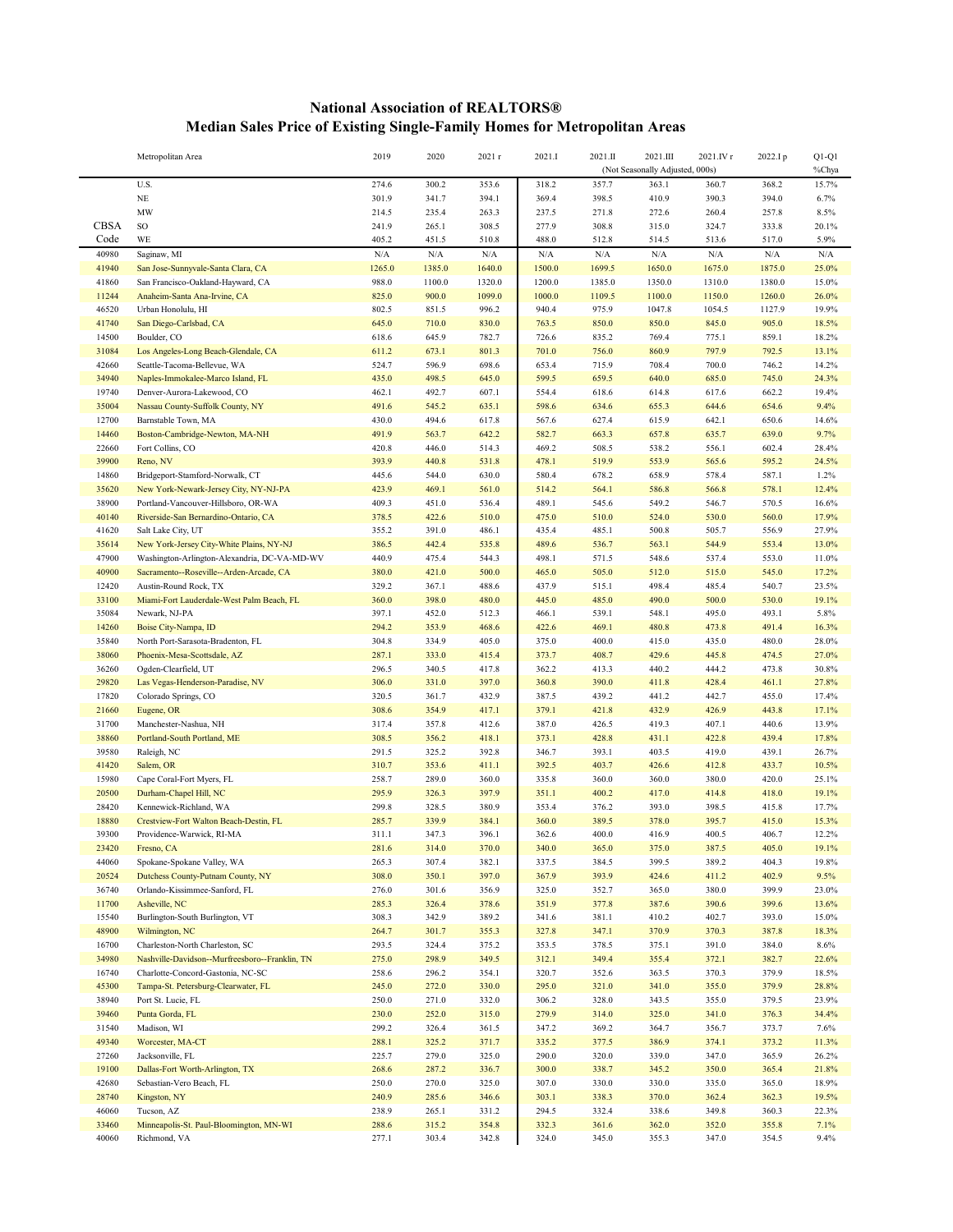# National Association of REALTORS®
## Median Sales Price of Existing Single-Family Homes for Metropolitan Areas

| CBSA Code | Metropolitan Area | 2019 | 2020 | 2021 r | 2021.I | 2021.II | 2021.III | 2021.IV r | 2022.I p | Q1-Q1 %Chya |
|---|---|---|---|---|---|---|---|---|---|---|
| | | | | | | (Not Seasonally Adjusted, 000s) | | | | |
| | U.S. | 274.6 | 300.2 | 353.6 | 318.2 | 357.7 | 363.1 | 360.7 | 368.2 | 15.7% |
| | NE | 301.9 | 341.7 | 394.1 | 369.4 | 398.5 | 410.9 | 390.3 | 394.0 | 6.7% |
| | MW | 214.5 | 235.4 | 263.3 | 237.5 | 271.8 | 272.6 | 260.4 | 257.8 | 8.5% |
| | SO | 241.9 | 265.1 | 308.5 | 277.9 | 308.8 | 315.0 | 324.7 | 333.8 | 20.1% |
| | WE | 405.2 | 451.5 | 510.8 | 488.0 | 512.8 | 514.5 | 513.6 | 517.0 | 5.9% |
| 40980 | Saginaw, MI | N/A | N/A | N/A | N/A | N/A | N/A | N/A | N/A | N/A |
| 41940 | San Jose-Sunnyvale-Santa Clara, CA | 1265.0 | 1385.0 | 1640.0 | 1500.0 | 1699.5 | 1650.0 | 1675.0 | 1875.0 | 25.0% |
| 41860 | San Francisco-Oakland-Hayward, CA | 988.0 | 1100.0 | 1320.0 | 1200.0 | 1385.0 | 1350.0 | 1310.0 | 1380.0 | 15.0% |
| 11244 | Anaheim-Santa Ana-Irvine, CA | 825.0 | 900.0 | 1099.0 | 1000.0 | 1109.5 | 1100.0 | 1150.0 | 1260.0 | 26.0% |
| 46520 | Urban Honolulu, HI | 802.5 | 851.5 | 996.2 | 940.4 | 975.9 | 1047.8 | 1054.5 | 1127.9 | 19.9% |
| 41740 | San Diego-Carlsbad, CA | 645.0 | 710.0 | 830.0 | 763.5 | 850.0 | 850.0 | 845.0 | 905.0 | 18.5% |
| 14500 | Boulder, CO | 618.6 | 645.9 | 782.7 | 726.6 | 835.2 | 769.4 | 775.1 | 859.1 | 18.2% |
| 31084 | Los Angeles-Long Beach-Glendale, CA | 611.2 | 673.1 | 801.3 | 701.0 | 756.0 | 860.9 | 797.9 | 792.5 | 13.1% |
| 42660 | Seattle-Tacoma-Bellevue, WA | 524.7 | 596.9 | 698.6 | 653.4 | 715.9 | 708.4 | 700.0 | 746.2 | 14.2% |
| 34940 | Naples-Immokalee-Marco Island, FL | 435.0 | 498.5 | 645.0 | 599.5 | 659.5 | 640.0 | 685.0 | 745.0 | 24.3% |
| 19740 | Denver-Aurora-Lakewood, CO | 462.1 | 492.7 | 607.1 | 554.4 | 618.6 | 614.8 | 617.6 | 662.2 | 19.4% |
| 35004 | Nassau County-Suffolk County, NY | 491.6 | 545.2 | 635.1 | 598.6 | 634.6 | 655.3 | 644.6 | 654.6 | 9.4% |
| 12700 | Barnstable Town, MA | 430.0 | 494.6 | 617.8 | 567.6 | 627.4 | 615.9 | 642.1 | 650.6 | 14.6% |
| 14460 | Boston-Cambridge-Newton, MA-NH | 491.9 | 563.7 | 642.2 | 582.7 | 663.3 | 657.8 | 635.7 | 639.0 | 9.7% |
| 22660 | Fort Collins, CO | 420.8 | 446.0 | 514.3 | 469.2 | 508.5 | 538.2 | 556.1 | 602.4 | 28.4% |
| 39900 | Reno, NV | 393.9 | 440.8 | 531.8 | 478.1 | 519.9 | 553.9 | 565.6 | 595.2 | 24.5% |
| 14860 | Bridgeport-Stamford-Norwalk, CT | 445.6 | 544.0 | 630.0 | 580.4 | 678.2 | 658.9 | 578.4 | 587.1 | 1.2% |
| 35620 | New York-Newark-Jersey City, NY-NJ-PA | 423.9 | 469.1 | 561.0 | 514.2 | 564.1 | 586.8 | 566.8 | 578.1 | 12.4% |
| 38900 | Portland-Vancouver-Hillsboro, OR-WA | 409.3 | 451.0 | 536.4 | 489.1 | 545.6 | 549.2 | 546.7 | 570.5 | 16.6% |
| 40140 | Riverside-San Bernardino-Ontario, CA | 378.5 | 422.6 | 510.0 | 475.0 | 510.0 | 524.0 | 530.0 | 560.0 | 17.9% |
| 41620 | Salt Lake City, UT | 355.2 | 391.0 | 486.1 | 435.4 | 485.1 | 500.8 | 505.7 | 556.9 | 27.9% |
| 35614 | New York-Jersey City-White Plains, NY-NJ | 386.5 | 442.4 | 535.8 | 489.6 | 536.7 | 563.1 | 544.9 | 553.4 | 13.0% |
| 47900 | Washington-Arlington-Alexandria, DC-VA-MD-WV | 440.9 | 475.4 | 544.3 | 498.1 | 571.5 | 548.6 | 537.4 | 553.0 | 11.0% |
| 40900 | Sacramento--Roseville--Arden-Arcade, CA | 380.0 | 421.0 | 500.0 | 465.0 | 505.0 | 512.0 | 515.0 | 545.0 | 17.2% |
| 12420 | Austin-Round Rock, TX | 329.2 | 367.1 | 488.6 | 437.9 | 515.1 | 498.4 | 485.4 | 540.7 | 23.5% |
| 33100 | Miami-Fort Lauderdale-West Palm Beach, FL | 360.0 | 398.0 | 480.0 | 445.0 | 485.0 | 490.0 | 500.0 | 530.0 | 19.1% |
| 35084 | Newark, NJ-PA | 397.1 | 452.0 | 512.3 | 466.1 | 539.1 | 548.1 | 495.0 | 493.1 | 5.8% |
| 14260 | Boise City-Nampa, ID | 294.2 | 353.9 | 468.6 | 422.6 | 469.1 | 480.8 | 473.8 | 491.4 | 16.3% |
| 35840 | North Port-Sarasota-Bradenton, FL | 304.8 | 334.9 | 405.0 | 375.0 | 400.0 | 415.0 | 435.0 | 480.0 | 28.0% |
| 38060 | Phoenix-Mesa-Scottsdale, AZ | 287.1 | 333.0 | 415.4 | 373.7 | 408.7 | 429.6 | 445.8 | 474.5 | 27.0% |
| 36260 | Ogden-Clearfield, UT | 296.5 | 340.5 | 417.8 | 362.2 | 413.3 | 440.2 | 444.2 | 473.8 | 30.8% |
| 29820 | Las Vegas-Henderson-Paradise, NV | 306.0 | 331.0 | 397.0 | 360.8 | 390.0 | 411.8 | 428.4 | 461.1 | 27.8% |
| 17820 | Colorado Springs, CO | 320.5 | 361.7 | 432.9 | 387.5 | 439.2 | 441.2 | 442.7 | 455.0 | 17.4% |
| 21660 | Eugene, OR | 308.6 | 354.9 | 417.1 | 379.1 | 421.8 | 432.9 | 426.9 | 443.8 | 17.1% |
| 31700 | Manchester-Nashua, NH | 317.4 | 357.8 | 412.6 | 387.0 | 426.5 | 419.3 | 407.1 | 440.6 | 13.9% |
| 38860 | Portland-South Portland, ME | 308.5 | 356.2 | 418.1 | 373.1 | 428.8 | 431.1 | 422.8 | 439.4 | 17.8% |
| 39580 | Raleigh, NC | 291.5 | 325.2 | 392.8 | 346.7 | 393.1 | 403.5 | 419.0 | 439.1 | 26.7% |
| 41420 | Salem, OR | 310.7 | 353.6 | 411.1 | 392.5 | 403.7 | 426.6 | 412.8 | 433.7 | 10.5% |
| 15980 | Cape Coral-Fort Myers, FL | 258.7 | 289.0 | 360.0 | 335.8 | 360.0 | 360.0 | 380.0 | 420.0 | 25.1% |
| 20500 | Durham-Chapel Hill, NC | 295.9 | 326.3 | 397.9 | 351.1 | 400.2 | 417.0 | 414.8 | 418.0 | 19.1% |
| 28420 | Kennewick-Richland, WA | 299.8 | 328.5 | 380.9 | 353.4 | 376.2 | 393.0 | 398.5 | 415.8 | 17.7% |
| 18880 | Crestview-Fort Walton Beach-Destin, FL | 285.7 | 339.9 | 384.1 | 360.0 | 389.5 | 378.0 | 395.7 | 415.0 | 15.3% |
| 39300 | Providence-Warwick, RI-MA | 311.1 | 347.3 | 396.1 | 362.6 | 400.0 | 416.9 | 400.5 | 406.7 | 12.2% |
| 23420 | Fresno, CA | 281.6 | 314.0 | 370.0 | 340.0 | 365.0 | 375.0 | 387.5 | 405.0 | 19.1% |
| 44060 | Spokane-Spokane Valley, WA | 265.3 | 307.4 | 382.1 | 337.5 | 384.5 | 399.5 | 389.2 | 404.3 | 19.8% |
| 20524 | Dutchess County-Putnam County, NY | 308.0 | 350.1 | 397.0 | 367.9 | 393.9 | 424.6 | 411.2 | 402.9 | 9.5% |
| 36740 | Orlando-Kissimmee-Sanford, FL | 276.0 | 301.6 | 356.9 | 325.0 | 352.7 | 365.0 | 380.0 | 399.9 | 23.0% |
| 11700 | Asheville, NC | 285.3 | 326.4 | 378.6 | 351.9 | 377.8 | 387.6 | 390.6 | 399.6 | 13.6% |
| 15540 | Burlington-South Burlington, VT | 308.3 | 342.9 | 389.2 | 341.6 | 381.1 | 410.2 | 402.7 | 393.0 | 15.0% |
| 48900 | Wilmington, NC | 264.7 | 301.7 | 355.3 | 327.8 | 347.1 | 370.9 | 370.3 | 387.8 | 18.3% |
| 16700 | Charleston-North Charleston, SC | 293.5 | 324.4 | 375.2 | 353.5 | 378.5 | 375.1 | 391.0 | 384.0 | 8.6% |
| 34980 | Nashville-Davidson--Murfreesboro--Franklin, TN | 275.0 | 298.9 | 349.5 | 312.1 | 349.4 | 355.4 | 372.1 | 382.7 | 22.6% |
| 16740 | Charlotte-Concord-Gastonia, NC-SC | 258.6 | 296.2 | 354.1 | 320.7 | 352.6 | 363.5 | 370.3 | 379.9 | 18.5% |
| 45300 | Tampa-St. Petersburg-Clearwater, FL | 245.0 | 272.0 | 330.0 | 295.0 | 321.0 | 341.0 | 355.0 | 379.9 | 28.8% |
| 38940 | Port St. Lucie, FL | 250.0 | 271.0 | 332.0 | 306.2 | 328.0 | 343.5 | 355.0 | 379.5 | 23.9% |
| 39460 | Punta Gorda, FL | 230.0 | 252.0 | 315.0 | 279.9 | 314.0 | 325.0 | 341.0 | 376.3 | 34.4% |
| 31540 | Madison, WI | 299.2 | 326.4 | 361.5 | 347.2 | 369.2 | 364.7 | 356.7 | 373.7 | 7.6% |
| 49340 | Worcester, MA-CT | 288.1 | 325.2 | 371.7 | 335.2 | 377.5 | 386.9 | 374.1 | 373.2 | 11.3% |
| 27260 | Jacksonville, FL | 225.7 | 279.0 | 325.0 | 290.0 | 320.0 | 339.0 | 347.0 | 365.9 | 26.2% |
| 19100 | Dallas-Fort Worth-Arlington, TX | 268.6 | 287.2 | 336.7 | 300.0 | 338.7 | 345.2 | 350.0 | 365.4 | 21.8% |
| 42680 | Sebastian-Vero Beach, FL | 250.0 | 270.0 | 325.0 | 307.0 | 330.0 | 330.0 | 335.0 | 365.0 | 18.9% |
| 28740 | Kingston, NY | 240.9 | 285.6 | 346.6 | 303.1 | 338.3 | 370.0 | 362.4 | 362.3 | 19.5% |
| 46060 | Tucson, AZ | 238.9 | 265.1 | 331.2 | 294.5 | 332.4 | 338.6 | 349.8 | 360.3 | 22.3% |
| 33460 | Minneapolis-St. Paul-Bloomington, MN-WI | 288.6 | 315.2 | 354.8 | 332.3 | 361.6 | 362.0 | 352.0 | 355.8 | 7.1% |
| 40060 | Richmond, VA | 277.1 | 303.4 | 342.8 | 324.0 | 345.0 | 355.3 | 347.0 | 354.5 | 9.4% |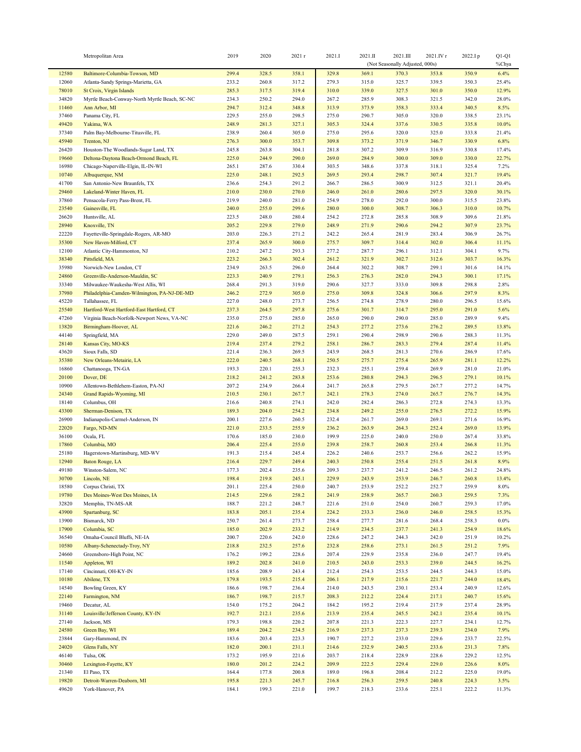| | Metropolitan Area | 2019 | 2020 | 2021 r | 2021.I | 2021.II | 2021.III | 2021.IV r | 2022.I p | Q1-Q1 |
|---|---|---|---|---|---|---|---|---|---|---|
| | | | | | | (Not Seasonally Adjusted, 000s) | | | | %Chya |
| 12580 | Baltimore-Columbia-Towson, MD | 299.4 | 328.5 | 358.1 | 329.8 | 369.1 | 370.3 | 353.8 | 350.9 | 6.4% |
| 12060 | Atlanta-Sandy Springs-Marietta, GA | 233.2 | 260.8 | 317.2 | 279.3 | 315.0 | 325.7 | 339.5 | 350.3 | 25.4% |
| 78010 | St Croix, Virgin Islands | 285.3 | 317.5 | 319.4 | 310.0 | 339.0 | 327.5 | 301.0 | 350.0 | 12.9% |
| 34820 | Myrtle Beach-Conway-North Myrtle Beach, SC-NC | 234.3 | 250.2 | 294.0 | 267.2 | 285.9 | 308.3 | 321.5 | 342.0 | 28.0% |
| 11460 | Ann Arbor, MI | 294.7 | 312.4 | 348.8 | 313.9 | 373.9 | 358.3 | 333.4 | 340.5 | 8.5% |
| 37460 | Panama City, FL | 229.5 | 255.0 | 298.5 | 275.0 | 290.7 | 305.0 | 320.0 | 338.5 | 23.1% |
| 49420 | Yakima, WA | 248.9 | 281.3 | 327.1 | 305.3 | 324.4 | 337.6 | 330.5 | 335.8 | 10.0% |
| 37340 | Palm Bay-Melbourne-Titusville, FL | 238.9 | 260.4 | 305.0 | 275.0 | 295.6 | 320.0 | 325.0 | 333.8 | 21.4% |
| 45940 | Trenton, NJ | 276.3 | 300.0 | 353.7 | 309.8 | 373.2 | 371.9 | 346.7 | 330.9 | 6.8% |
| 26420 | Houston-The Woodlands-Sugar Land, TX | 245.8 | 263.8 | 304.1 | 281.8 | 307.2 | 309.9 | 316.9 | 330.8 | 17.4% |
| 19660 | Deltona-Daytona Beach-Ormond Beach, FL | 225.0 | 244.9 | 290.0 | 269.0 | 284.9 | 300.0 | 309.0 | 330.0 | 22.7% |
| 16980 | Chicago-Naperville-Elgin, IL-IN-WI | 265.1 | 287.6 | 330.4 | 303.5 | 348.6 | 337.8 | 318.1 | 325.4 | 7.2% |
| 10740 | Albuquerque, NM | 225.0 | 248.1 | 292.5 | 269.5 | 293.4 | 298.7 | 307.4 | 321.7 | 19.4% |
| 41700 | San Antonio-New Braunfels, TX | 236.6 | 254.3 | 291.2 | 266.7 | 286.5 | 300.9 | 312.5 | 321.1 | 20.4% |
| 29460 | Lakeland-Winter Haven, FL | 210.0 | 230.0 | 270.0 | 246.0 | 261.0 | 280.6 | 297.5 | 320.0 | 30.1% |
| 37860 | Pensacola-Ferry Pass-Brent, FL | 219.9 | 240.0 | 281.0 | 254.9 | 278.0 | 292.0 | 300.0 | 315.5 | 23.8% |
| 23540 | Gainesville, FL | 240.0 | 255.0 | 299.6 | 280.0 | 300.0 | 308.7 | 306.3 | 310.0 | 10.7% |
| 26620 | Huntsville, AL | 223.5 | 248.0 | 280.4 | 254.2 | 272.8 | 285.8 | 308.9 | 309.6 | 21.8% |
| 28940 | Knoxville, TN | 205.2 | 229.8 | 279.0 | 248.9 | 271.9 | 290.6 | 294.2 | 307.9 | 23.7% |
| 22220 | Fayetteville-Springdale-Rogers, AR-MO | 203.0 | 226.3 | 271.2 | 242.2 | 265.4 | 281.9 | 283.4 | 306.9 | 26.7% |
| 35300 | New Haven-Milford, CT | 237.4 | 265.9 | 300.0 | 275.7 | 309.7 | 314.4 | 302.0 | 306.4 | 11.1% |
| 12100 | Atlantic City-Hammonton, NJ | 210.2 | 247.2 | 293.3 | 277.2 | 287.7 | 296.1 | 312.1 | 304.1 | 9.7% |
| 38340 | Pittsfield, MA | 223.2 | 266.3 | 302.4 | 261.2 | 321.9 | 302.7 | 312.6 | 303.7 | 16.3% |
| 35980 | Norwich-New London, CT | 234.9 | 263.5 | 296.0 | 264.4 | 302.2 | 308.7 | 299.1 | 301.6 | 14.1% |
| 24860 | Greenville-Anderson-Mauldin, SC | 223.3 | 240.9 | 279.1 | 256.3 | 276.3 | 282.0 | 294.3 | 300.1 | 17.1% |
| 33340 | Milwaukee-Waukesha-West Allis, WI | 268.4 | 291.3 | 319.0 | 290.6 | 327.7 | 333.0 | 309.8 | 298.8 | 2.8% |
| 37980 | Philadelphia-Camden-Wilmington, PA-NJ-DE-MD | 246.2 | 272.9 | 305.0 | 275.0 | 309.8 | 324.8 | 306.6 | 297.9 | 8.3% |
| 45220 | Tallahassee, FL | 227.0 | 248.0 | 273.7 | 256.5 | 274.8 | 278.9 | 280.0 | 296.5 | 15.6% |
| 25540 | Hartford-West Hartford-East Hartford, CT | 237.3 | 264.5 | 297.8 | 275.6 | 301.7 | 314.7 | 295.0 | 291.0 | 5.6% |
| 47260 | Virginia Beach-Norfolk-Newport News, VA-NC | 235.0 | 275.0 | 285.0 | 265.0 | 290.0 | 290.0 | 285.0 | 289.9 | 9.4% |
| 13820 | Birmingham-Hoover, AL | 221.6 | 246.2 | 271.2 | 254.3 | 277.2 | 273.6 | 276.2 | 289.5 | 13.8% |
| 44140 | Springfield, MA | 229.0 | 249.0 | 287.5 | 259.1 | 290.4 | 298.9 | 290.6 | 288.3 | 11.3% |
| 28140 | Kansas City, MO-KS | 219.4 | 237.4 | 279.2 | 258.1 | 286.7 | 283.3 | 279.4 | 287.4 | 11.4% |
| 43620 | Sioux Falls, SD | 221.4 | 236.3 | 269.5 | 243.9 | 268.5 | 281.3 | 270.6 | 286.9 | 17.6% |
| 35380 | New Orleans-Metairie, LA | 222.0 | 240.5 | 268.1 | 250.5 | 275.7 | 275.4 | 265.9 | 281.1 | 12.2% |
| 16860 | Chattanooga, TN-GA | 193.3 | 220.1 | 255.3 | 232.3 | 255.1 | 259.4 | 269.9 | 281.0 | 21.0% |
| 20100 | Dover, DE | 218.2 | 241.2 | 283.8 | 253.6 | 280.8 | 294.3 | 296.5 | 279.1 | 10.1% |
| 10900 | Allentown-Bethlehem-Easton, PA-NJ | 207.2 | 234.9 | 266.4 | 241.7 | 265.8 | 279.5 | 267.7 | 277.2 | 14.7% |
| 24340 | Grand Rapids-Wyoming, MI | 210.5 | 230.1 | 267.7 | 242.1 | 278.3 | 274.0 | 265.7 | 276.7 | 14.3% |
| 18140 | Columbus, OH | 216.6 | 240.8 | 274.1 | 242.0 | 282.4 | 286.3 | 272.8 | 274.3 | 13.3% |
| 43300 | Sherman-Denison, TX | 189.3 | 204.0 | 254.2 | 234.8 | 249.2 | 255.0 | 276.5 | 272.2 | 15.9% |
| 26900 | Indianapolis-Carmel-Anderson, IN | 200.1 | 227.6 | 260.5 | 232.4 | 261.7 | 269.0 | 269.1 | 271.6 | 16.9% |
| 22020 | Fargo, ND-MN | 221.0 | 233.5 | 255.9 | 236.2 | 263.9 | 264.3 | 252.4 | 269.0 | 13.9% |
| 36100 | Ocala, FL | 170.6 | 185.0 | 230.0 | 199.9 | 225.0 | 240.0 | 250.0 | 267.4 | 33.8% |
| 17860 | Columbia, MO | 206.4 | 225.4 | 255.0 | 239.8 | 258.7 | 260.8 | 253.4 | 266.8 | 11.3% |
| 25180 | Hagerstown-Martinsburg, MD-WV | 191.3 | 215.4 | 245.4 | 226.2 | 240.6 | 253.7 | 256.6 | 262.2 | 15.9% |
| 12940 | Baton Rouge, LA | 216.4 | 229.7 | 249.4 | 240.3 | 250.8 | 255.4 | 251.5 | 261.8 | 8.9% |
| 49180 | Winston-Salem, NC | 177.3 | 202.4 | 235.6 | 209.3 | 237.7 | 241.2 | 246.5 | 261.2 | 24.8% |
| 30700 | Lincoln, NE | 198.4 | 219.8 | 245.1 | 229.9 | 243.9 | 253.9 | 246.7 | 260.8 | 13.4% |
| 18580 | Corpus Christi, TX | 201.1 | 225.4 | 250.0 | 240.7 | 253.9 | 252.2 | 252.7 | 259.9 | 8.0% |
| 19780 | Des Moines-West Des Moines, IA | 214.5 | 229.6 | 258.2 | 241.9 | 258.9 | 265.7 | 260.3 | 259.5 | 7.3% |
| 32820 | Memphis, TN-MS-AR | 188.7 | 221.2 | 248.7 | 221.6 | 251.0 | 254.0 | 260.7 | 259.3 | 17.0% |
| 43900 | Spartanburg, SC | 183.8 | 205.1 | 235.4 | 224.2 | 233.3 | 236.0 | 246.0 | 258.5 | 15.3% |
| 13900 | Bismarck, ND | 250.7 | 261.4 | 273.7 | 258.4 | 277.7 | 281.6 | 268.4 | 258.3 | 0.0% |
| 17900 | Columbia, SC | 185.0 | 202.9 | 233.2 | 214.9 | 234.5 | 237.7 | 241.3 | 254.9 | 18.6% |
| 36540 | Omaha-Council Bluffs, NE-IA | 200.7 | 220.6 | 242.0 | 228.6 | 247.2 | 244.3 | 242.0 | 251.9 | 10.2% |
| 10580 | Albany-Schenectady-Troy, NY | 218.8 | 232.5 | 257.6 | 232.8 | 258.6 | 273.1 | 261.5 | 251.2 | 7.9% |
| 24660 | Greensboro-High Point, NC | 176.2 | 199.2 | 228.6 | 207.4 | 229.9 | 235.8 | 236.0 | 247.7 | 19.4% |
| 11540 | Appleton, WI | 189.2 | 202.8 | 241.0 | 210.5 | 243.0 | 253.3 | 239.0 | 244.5 | 16.2% |
| 17140 | Cincinnati, OH-KY-IN | 185.6 | 208.9 | 243.4 | 212.4 | 254.3 | 253.5 | 244.5 | 244.3 | 15.0% |
| 10180 | Abilene, TX | 179.8 | 193.5 | 215.4 | 206.1 | 217.9 | 215.6 | 221.7 | 244.0 | 18.4% |
| 14540 | Bowling Green, KY | 186.6 | 198.7 | 236.4 | 214.0 | 243.5 | 230.1 | 253.4 | 240.9 | 12.6% |
| 22140 | Farmington, NM | 186.7 | 198.7 | 215.7 | 208.3 | 212.2 | 224.4 | 217.1 | 240.7 | 15.6% |
| 19460 | Decatur, AL | 154.0 | 175.2 | 204.2 | 184.2 | 195.2 | 219.4 | 217.9 | 237.4 | 28.9% |
| 31140 | Louisville/Jefferson County, KY-IN | 192.7 | 212.1 | 235.6 | 213.9 | 235.4 | 245.5 | 242.1 | 235.4 | 10.1% |
| 27140 | Jackson, MS | 179.3 | 198.8 | 220.2 | 207.8 | 221.3 | 222.3 | 227.7 | 234.1 | 12.7% |
| 24580 | Green Bay, WI | 189.4 | 204.2 | 234.5 | 216.9 | 237.3 | 237.3 | 239.3 | 234.0 | 7.9% |
| 23844 | Gary-Hammond, IN | 183.6 | 203.4 | 223.3 | 190.7 | 227.2 | 233.0 | 229.6 | 233.7 | 22.5% |
| 24020 | Glens Falls, NY | 182.0 | 200.1 | 231.1 | 214.6 | 232.9 | 240.5 | 233.6 | 231.3 | 7.8% |
| 46140 | Tulsa, OK | 173.2 | 195.9 | 221.6 | 203.7 | 218.4 | 228.9 | 228.6 | 229.2 | 12.5% |
| 30460 | Lexington-Fayette, KY | 180.0 | 201.2 | 224.2 | 209.9 | 222.5 | 229.4 | 229.0 | 226.6 | 8.0% |
| 21340 | El Paso, TX | 164.4 | 177.8 | 200.8 | 189.0 | 196.8 | 208.4 | 212.2 | 225.0 | 19.0% |
| 19820 | Detroit-Warren-Deaborn, MI | 195.8 | 221.3 | 245.7 | 216.8 | 256.3 | 259.5 | 240.8 | 224.3 | 3.5% |
| 49620 | York-Hanover, PA | 184.1 | 199.3 | 221.0 | 199.7 | 218.3 | 233.6 | 225.1 | 222.2 | 11.3% |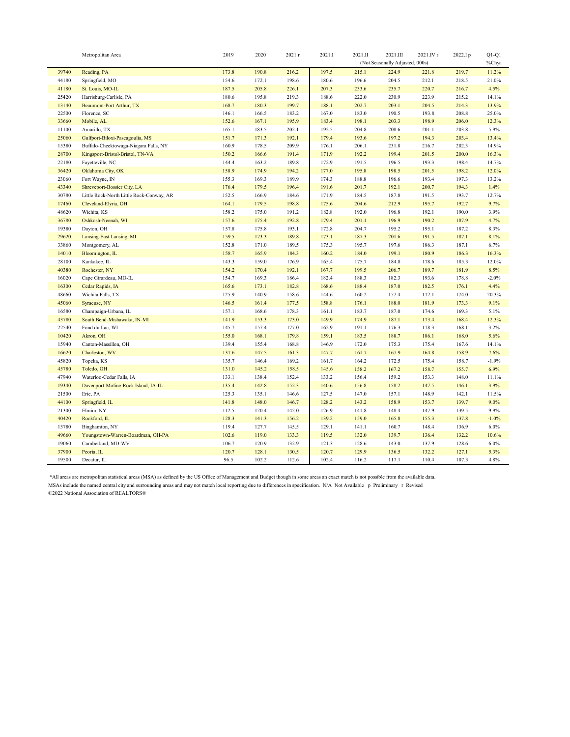| | Metropolitan Area | 2019 | 2020 | 2021 r | 2021.I | 2021.II | 2021.III | 2021.IV r | 2022.I p | Q1-Q1 |
|---|---|---|---|---|---|---|---|---|---|---|
| | | | | | | (Not Seasonally Adjusted, 000s) | | | | %Chya |
| 39740 | Reading, PA | 173.8 | 190.8 | 216.2 | 197.5 | 215.1 | 224.9 | 221.8 | 219.7 | 11.2% |
| 44180 | Springfield, MO | 154.6 | 172.1 | 198.6 | 180.6 | 196.6 | 204.5 | 212.1 | 218.5 | 21.0% |
| 41180 | St. Louis, MO-IL | 187.5 | 205.8 | 226.1 | 207.3 | 233.6 | 235.7 | 220.7 | 216.7 | 4.5% |
| 25420 | Harrisburg-Carlisle, PA | 180.6 | 195.8 | 219.3 | 188.6 | 222.0 | 230.9 | 223.9 | 215.2 | 14.1% |
| 13140 | Beaumont-Port Arthur, TX | 168.7 | 180.3 | 199.7 | 188.1 | 202.7 | 203.1 | 204.5 | 214.3 | 13.9% |
| 22500 | Florence, SC | 146.1 | 166.5 | 183.2 | 167.0 | 183.0 | 190.5 | 193.8 | 208.8 | 25.0% |
| 33660 | Mobile, AL | 152.6 | 167.1 | 195.9 | 183.4 | 198.1 | 203.3 | 198.9 | 206.0 | 12.3% |
| 11100 | Amarillo, TX | 165.1 | 183.5 | 202.1 | 192.5 | 204.8 | 208.6 | 201.1 | 203.8 | 5.9% |
| 25060 | Gulfport-Biloxi-Pascagoulia, MS | 151.7 | 171.3 | 192.1 | 179.4 | 193.6 | 197.2 | 194.3 | 203.4 | 13.4% |
| 15380 | Buffalo-Cheektowaga-Niagara Falls, NY | 160.9 | 178.5 | 209.9 | 176.1 | 206.1 | 231.8 | 216.7 | 202.3 | 14.9% |
| 28700 | Kingsport-Bristol-Bristol, TN-VA | 150.2 | 166.6 | 191.4 | 171.9 | 192.2 | 199.4 | 201.5 | 200.0 | 16.3% |
| 22180 | Fayetteville, NC | 144.4 | 163.2 | 189.8 | 172.9 | 191.5 | 196.5 | 193.3 | 198.4 | 14.7% |
| 36420 | Oklahoma City, OK | 158.9 | 174.9 | 194.2 | 177.0 | 195.8 | 198.5 | 201.5 | 198.2 | 12.0% |
| 23060 | Fort Wayne, IN | 155.3 | 169.3 | 189.9 | 174.3 | 188.8 | 196.6 | 193.4 | 197.3 | 13.2% |
| 43340 | Shreveport-Bossier City, LA | 176.4 | 179.5 | 196.4 | 191.6 | 201.7 | 192.1 | 200.7 | 194.3 | 1.4% |
| 30780 | Little Rock-North Little Rock-Conway, AR | 152.5 | 166.9 | 184.6 | 171.9 | 184.5 | 187.8 | 191.5 | 193.7 | 12.7% |
| 17460 | Cleveland-Elyria, OH | 164.1 | 179.5 | 198.8 | 175.6 | 204.6 | 212.9 | 195.7 | 192.7 | 9.7% |
| 48620 | Wichita, KS | 158.2 | 175.0 | 191.2 | 182.8 | 192.0 | 196.8 | 192.1 | 190.0 | 3.9% |
| 36780 | Oshkosh-Neenah, WI | 157.6 | 175.4 | 192.8 | 179.4 | 201.1 | 196.9 | 190.2 | 187.9 | 4.7% |
| 19380 | Dayton, OH | 157.8 | 175.8 | 193.1 | 172.8 | 204.7 | 195.2 | 195.1 | 187.2 | 8.3% |
| 29620 | Lansing-East Lansing, MI | 159.5 | 173.3 | 189.8 | 173.1 | 187.3 | 201.6 | 191.5 | 187.1 | 8.1% |
| 33860 | Montgomery, AL | 152.8 | 171.0 | 189.5 | 175.3 | 195.7 | 197.6 | 186.3 | 187.1 | 6.7% |
| 14010 | Bloomington, IL | 158.7 | 165.9 | 184.3 | 160.2 | 184.0 | 199.1 | 180.9 | 186.3 | 16.3% |
| 28100 | Kankakee, IL | 143.3 | 159.0 | 176.9 | 165.4 | 175.7 | 184.8 | 178.6 | 185.3 | 12.0% |
| 40380 | Rochester, NY | 154.2 | 170.4 | 192.1 | 167.7 | 199.5 | 206.7 | 189.7 | 181.9 | 8.5% |
| 16020 | Cape Girardeau, MO-IL | 154.7 | 169.3 | 186.4 | 182.4 | 188.3 | 182.3 | 193.6 | 178.8 | -2.0% |
| 16300 | Cedar Rapids, IA | 165.6 | 173.1 | 182.8 | 168.6 | 188.4 | 187.0 | 182.5 | 176.1 | 4.4% |
| 48660 | Wichita Falls, TX | 125.9 | 140.9 | 158.6 | 144.6 | 160.2 | 157.4 | 172.1 | 174.0 | 20.3% |
| 45060 | Syracuse, NY | 146.5 | 161.4 | 177.5 | 158.8 | 176.1 | 188.0 | 181.9 | 173.3 | 9.1% |
| 16580 | Champaign-Urbana, IL | 157.1 | 168.6 | 178.3 | 161.1 | 183.7 | 187.0 | 174.6 | 169.3 | 5.1% |
| 43780 | South Bend-Mishawaka, IN-MI | 141.9 | 153.3 | 173.0 | 149.9 | 174.9 | 187.1 | 173.4 | 168.4 | 12.3% |
| 22540 | Fond du Lac, WI | 145.7 | 157.4 | 177.0 | 162.9 | 191.1 | 176.3 | 178.3 | 168.1 | 3.2% |
| 10420 | Akron, OH | 155.0 | 168.1 | 179.8 | 159.1 | 183.5 | 188.7 | 186.1 | 168.0 | 5.6% |
| 15940 | Canton-Massillon, OH | 139.4 | 155.4 | 168.8 | 146.9 | 172.0 | 175.3 | 175.4 | 167.6 | 14.1% |
| 16620 | Charleston, WV | 137.6 | 147.5 | 161.3 | 147.7 | 161.7 | 167.9 | 164.8 | 158.9 | 7.6% |
| 45820 | Topeka, KS | 135.7 | 146.4 | 169.2 | 161.7 | 164.2 | 172.5 | 175.4 | 158.7 | -1.9% |
| 45780 | Toledo, OH | 131.0 | 145.2 | 158.5 | 145.6 | 158.2 | 167.2 | 158.7 | 155.7 | 6.9% |
| 47940 | Waterloo-Cedar Falls, IA | 133.1 | 138.4 | 152.4 | 133.2 | 156.4 | 159.2 | 153.3 | 148.0 | 11.1% |
| 19340 | Davenport-Moline-Rock Island, IA-IL | 135.4 | 142.8 | 152.3 | 140.6 | 156.8 | 158.2 | 147.5 | 146.1 | 3.9% |
| 21500 | Erie, PA | 125.3 | 135.1 | 146.6 | 127.5 | 147.0 | 157.1 | 148.9 | 142.1 | 11.5% |
| 44100 | Springfield, IL | 141.8 | 148.0 | 146.7 | 128.2 | 143.2 | 158.9 | 153.7 | 139.7 | 9.0% |
| 21300 | Elmira, NY | 112.5 | 120.4 | 142.0 | 126.9 | 141.8 | 148.4 | 147.9 | 139.5 | 9.9% |
| 40420 | Rockford, IL | 128.3 | 141.3 | 156.2 | 139.2 | 159.0 | 165.8 | 155.3 | 137.8 | -1.0% |
| 13780 | Binghamton, NY | 119.4 | 127.7 | 145.5 | 129.1 | 141.1 | 160.7 | 148.4 | 136.9 | 6.0% |
| 49660 | Youngstown-Warren-Boardman, OH-PA | 102.6 | 119.0 | 133.3 | 119.5 | 132.0 | 139.7 | 136.4 | 132.2 | 10.6% |
| 19060 | Cumberland, MD-WV | 106.7 | 120.9 | 132.9 | 121.3 | 128.6 | 143.0 | 137.9 | 128.6 | 6.0% |
| 37900 | Peoria, IL | 120.7 | 128.1 | 130.5 | 120.7 | 129.9 | 136.5 | 132.2 | 127.1 | 5.3% |
| 19500 | Decatur, IL | 96.5 | 102.2 | 112.6 | 102.4 | 116.2 | 117.1 | 110.4 | 107.3 | 4.8% |

*All areas are metropolitan statistical areas (MSA) as defined by the US Office of Management and Budget though in some areas an exact match is not possible from the available data.

MSAs include the named central city and surrounding areas and may not match local reporting due to differences in specification. N/A Not Available p Preliminary r Revised

©2022 National Association of REALTORS®